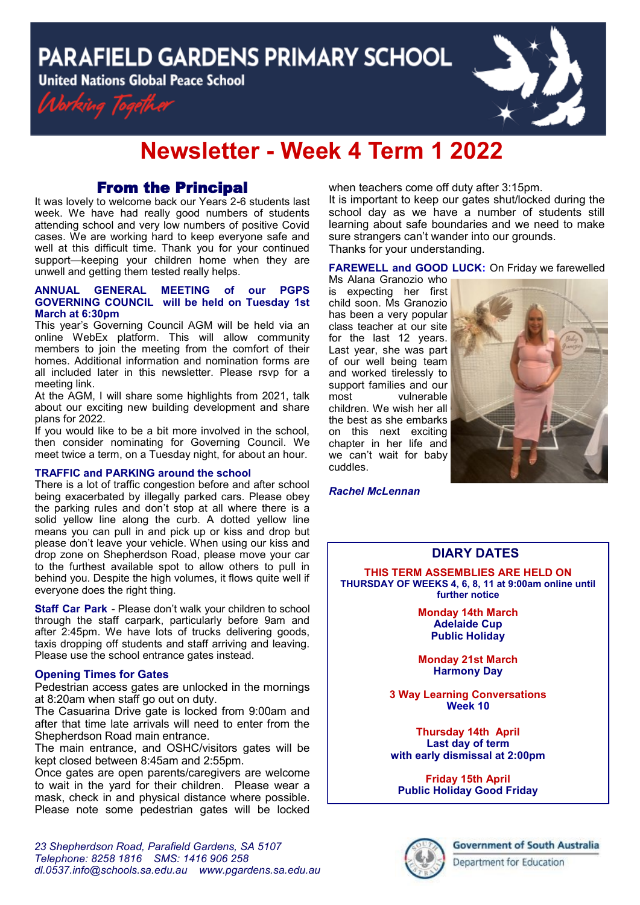# PARAFIELD GARDENS PRIMARY SCHOOL

United Nations Global Peace School

*Working Together*

# Newsletter - Week 4 Term 1 2022

## From the Principal

It was lovely to welcome back our Years 2-6 students last week. We have had really good numbers of students attending school and very low numbers of positive Covid cases. We are working hard to keep everyone safe and well at this difficult time. Thank you for your continued support—keeping your children home when they are unwell and getting them tested really helps.

**ANNUAL GENERAL MEETING of our PGPS GOVERNING COUNCIL will be held on Tuesday 1st March at 6:30pm**

This year's Governing Council AGM will be held via an online WebEx platform. This will allow community members to join the meeting from the comfort of their homes. Additional information and nomination forms are all included later in this newsletter. Please rsvp for a meeting link.

At the AGM, I will share some highlights from 2021, talk about our exciting new building development and share plans for 2022.

If you would like to be a bit more involved in the school, then consider nominating for Governing Council. We meet twice a term, on a Tuesday night, for about an hour.

**TRAFFIC and PARKING around the school**

There is a lot of traffic congestion before and after school being exacerbated by illegally parked cars. Please obey the parking rules and don't stop at all where there is a solid yellow line along the curb. A dotted yellow line means you can pull in and pick up or kiss and drop but please don't leave your vehicle. When using our kiss and drop zone on Shepherdson Road, please move your car to the furthest available spot to allow others to pull in behind you. Despite the high volumes, it flows quite well if everyone does the right thing.

**Staff Car Park** - Please don't walk your children to school through the staff carpark, particularly before 9am and after 2:45pm. We have lots of trucks delivering goods, taxis dropping off students and staff arriving and leaving. Please use the school entrance gates instead.

**Opening Times for Gates**

Pedestrian access gates are unlocked in the mornings at 8:20am when staff go out on duty.

The Casuarina Drive gate is locked from 9:00am and after that time late arrivals will need to enter from the Shepherdson Road main entrance.

The main entrance, and OSHC/visitors gates will be kept closed between 8:45am and 2:55pm.

Once gates are open parents/caregivers are welcome to wait in the yard for their children. Please wear a mask, check in and physical distance where possible. Please note some pedestrian gates will be locked when teachers come off duty after 3:15pm.

It is important to keep our gates shut/locked during the school day as we have a number of students still learning about safe boundaries and we need to make sure strangers can't wander into our grounds.

Thanks for your understanding.

**FAREWELL and GOOD LUCK:** On Friday we farewelled Ms Alana Granozio who is expecting her first child soon. Ms Granozio has been a very popular class teacher at our site for the last 12 years. Last year, she was part of our well being team and worked tirelessly to support families and our most vulnerable children. We wish her all the best as she embarks on this next exciting chapter in her life and we can't wait for baby cuddles.

***Rachel McLennan***

## DIARY DATES

**THIS TERM ASSEMBLIES ARE HELD ON THURSDAY OF WEEKS 4, 6, 8, 11 at 9:00am online until further notice**

**Monday 14th March**
**Adelaide Cup Public Holiday**

**Monday 21st March**
**Harmony Day**

**3 Way Learning Conversations**
**Week 10**

**Thursday 14th April**
**Last day of term with early dismissal at 2:00pm**

**Friday 15th April**
**Public Holiday Good Friday**

*23 Shepherdson Road, Parafield Gardens, SA 5107*
*Telephone: 8258 1816 SMS: 1416 906 258*
*dl.0537.info@schools.sa.edu.au www.pgardens.sa.edu.au*

Government of South Australia
Department for Education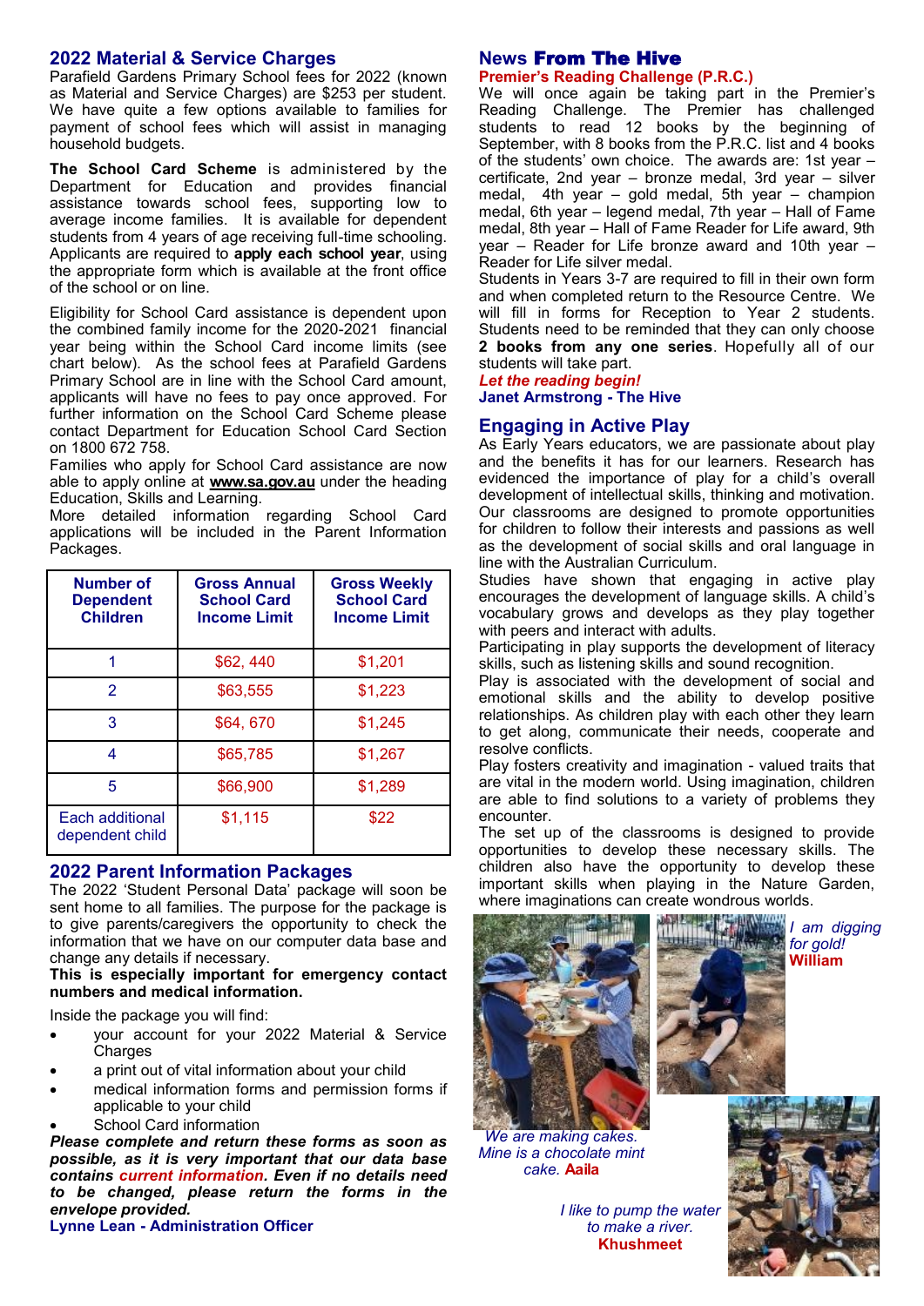## 2022 Material & Service Charges

Parafield Gardens Primary School fees for 2022 (known as Material and Service Charges) are $253 per student. We have quite a few options available to families for payment of school fees which will assist in managing household budgets.

**The School Card Scheme** is administered by the Department for Education and provides financial assistance towards school fees, supporting low to average income families. It is available for dependent students from 4 years of age receiving full-time schooling. Applicants are required to **apply each school year**, using the appropriate form which is available at the front office of the school or on line.

Eligibility for School Card assistance is dependent upon the combined family income for the 2020-2021 financial year being within the School Card income limits (see chart below). As the school fees at Parafield Gardens Primary School are in line with the School Card amount, applicants will have no fees to pay once approved. For further information on the School Card Scheme please contact Department for Education School Card Section on 1800 672 758.

Families who apply for School Card assistance are now able to apply online at **www.sa.gov.au** under the heading Education, Skills and Learning.

More detailed information regarding School Card applications will be included in the Parent Information Packages.

| Number of Dependent Children | Gross Annual School Card Income Limit | Gross Weekly School Card Income Limit |
|---|---|---|
| 1 | $62, 440 | $1,201 |
| 2 | $63,555 | $1,223 |
| 3 | $64, 670 | $1,245 |
| 4 | $65,785 | $1,267 |
| 5 | $66,900 | $1,289 |
| Each additional dependent child | $1,115 | $22 |

## 2022 Parent Information Packages

The 2022 'Student Personal Data' package will soon be sent home to all families. The purpose for the package is to give parents/caregivers the opportunity to check the information that we have on our computer data base and change any details if necessary.

**This is especially important for emergency contact numbers and medical information.**

Inside the package you will find:

- your account for your 2022 Material & Service Charges
- a print out of vital information about your child
- medical information forms and permission forms if applicable to your child
- School Card information

***Please complete and return these forms as soon as possible, as it is very important that our data base contains current information. Even if no details need to be changed, please return the forms in the envelope provided.***

**Lynne Lean - Administration Officer**

## News From The Hive

### Premier's Reading Challenge (P.R.C.)

We will once again be taking part in the Premier's Reading Challenge. The Premier has challenged students to read 12 books by the beginning of September, with 8 books from the P.R.C. list and 4 books of the students' own choice. The awards are: 1st year – certificate, 2nd year – bronze medal, 3rd year – silver medal, 4th year – gold medal, 5th year – champion medal, 6th year – legend medal, 7th year – Hall of Fame medal, 8th year – Hall of Fame Reader for Life award, 9th year – Reader for Life bronze award and 10th year – Reader for Life silver medal.

Students in Years 3-7 are required to fill in their own form and when completed return to the Resource Centre. We will fill in forms for Reception to Year 2 students. Students need to be reminded that they can only choose **2 books from any one series**. Hopefully all of our students will take part.

***Let the reading begin!***

**Janet Armstrong - The Hive**

## Engaging in Active Play

As Early Years educators, we are passionate about play and the benefits it has for our learners. Research has evidenced the importance of play for a child's overall development of intellectual skills, thinking and motivation. Our classrooms are designed to promote opportunities for children to follow their interests and passions as well as the development of social skills and oral language in line with the Australian Curriculum.

Studies have shown that engaging in active play encourages the development of language skills. A child's vocabulary grows and develops as they play together with peers and interact with adults.

Participating in play supports the development of literacy skills, such as listening skills and sound recognition.

Play is associated with the development of social and emotional skills and the ability to develop positive relationships. As children play with each other they learn to get along, communicate their needs, cooperate and resolve conflicts.

Play fosters creativity and imagination - valued traits that are vital in the modern world. Using imagination, children are able to find solutions to a variety of problems they encounter.

The set up of the classrooms is designed to provide opportunities to develop these necessary skills. The children also have the opportunity to develop these important skills when playing in the Nature Garden, where imaginations can create wondrous worlds.

*I am digging for gold!* **William**

*We are making cakes. Mine is a chocolate mint cake.* **Aaila**

*I like to pump the water to make a river.* **Khushmeet**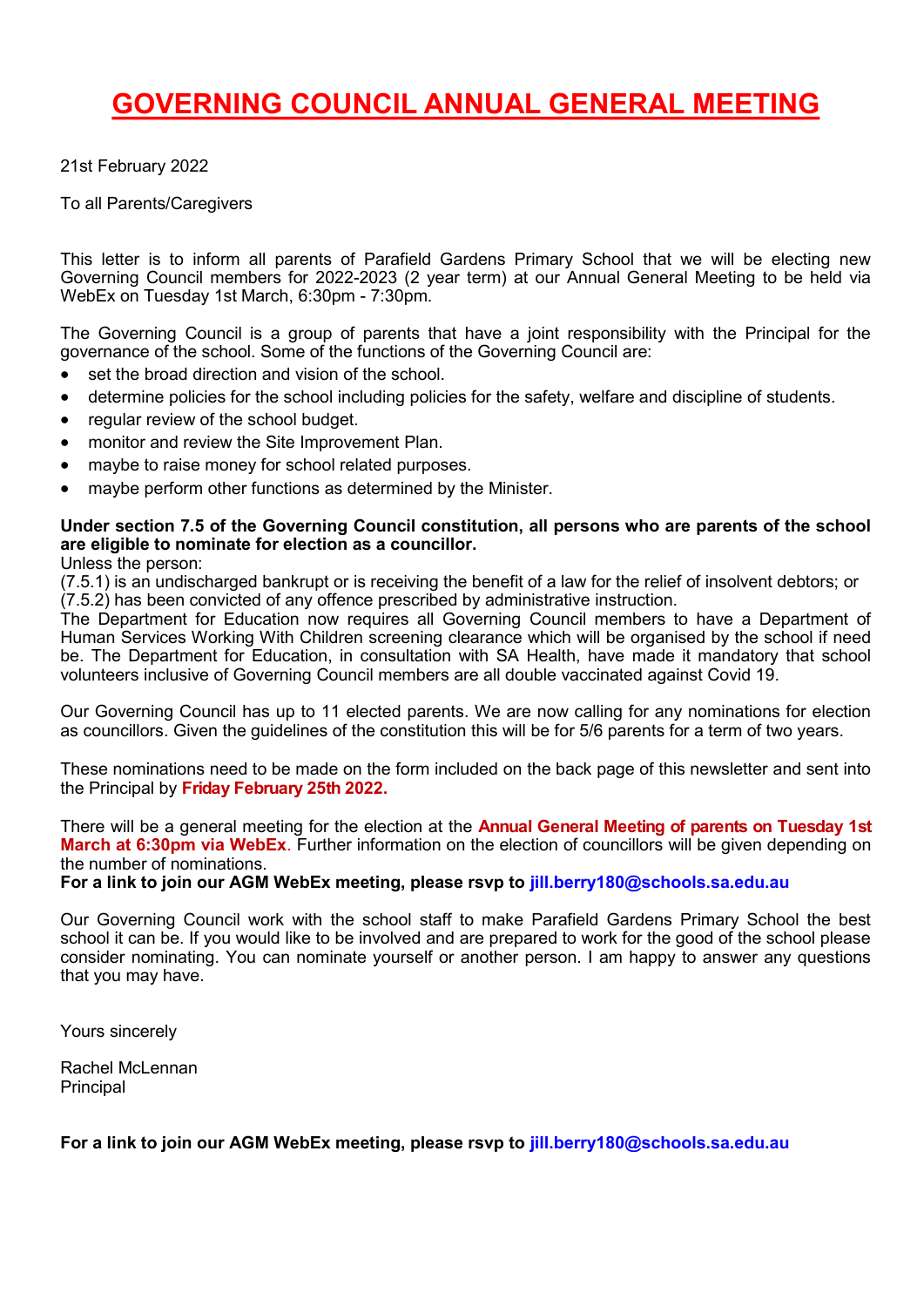# GOVERNING COUNCIL ANNUAL GENERAL MEETING

21st February 2022

To all Parents/Caregivers

This letter is to inform all parents of Parafield Gardens Primary School that we will be electing new Governing Council members for 2022-2023 (2 year term) at our Annual General Meeting to be held via WebEx on Tuesday 1st March, 6:30pm - 7:30pm.

The Governing Council is a group of parents that have a joint responsibility with the Principal for the governance of the school. Some of the functions of the Governing Council are:

- set the broad direction and vision of the school.
- determine policies for the school including policies for the safety, welfare and discipline of students.
- regular review of the school budget.
- monitor and review the Site Improvement Plan.
- maybe to raise money for school related purposes.
- maybe perform other functions as determined by the Minister.

**Under section 7.5 of the Governing Council constitution, all persons who are parents of the school are eligible to nominate for election as a councillor.**

Unless the person:

(7.5.1) is an undischarged bankrupt or is receiving the benefit of a law for the relief of insolvent debtors; or

(7.5.2) has been convicted of any offence prescribed by administrative instruction.

The Department for Education now requires all Governing Council members to have a Department of Human Services Working With Children screening clearance which will be organised by the school if need be. The Department for Education, in consultation with SA Health, have made it mandatory that school volunteers inclusive of Governing Council members are all double vaccinated against Covid 19.

Our Governing Council has up to 11 elected parents. We are now calling for any nominations for election as councillors. Given the guidelines of the constitution this will be for 5/6 parents for a term of two years.

These nominations need to be made on the form included on the back page of this newsletter and sent into the Principal by **Friday February 25th 2022.**

There will be a general meeting for the election at the **Annual General Meeting of parents on Tuesday 1st March at 6:30pm via WebEx**. Further information on the election of councillors will be given depending on the number of nominations.

**For a link to join our AGM WebEx meeting, please rsvp to jill.berry180@schools.sa.edu.au**

Our Governing Council work with the school staff to make Parafield Gardens Primary School the best school it can be. If you would like to be involved and are prepared to work for the good of the school please consider nominating. You can nominate yourself or another person. I am happy to answer any questions that you may have.

Yours sincerely

Rachel McLennan
Principal

**For a link to join our AGM WebEx meeting, please rsvp to jill.berry180@schools.sa.edu.au**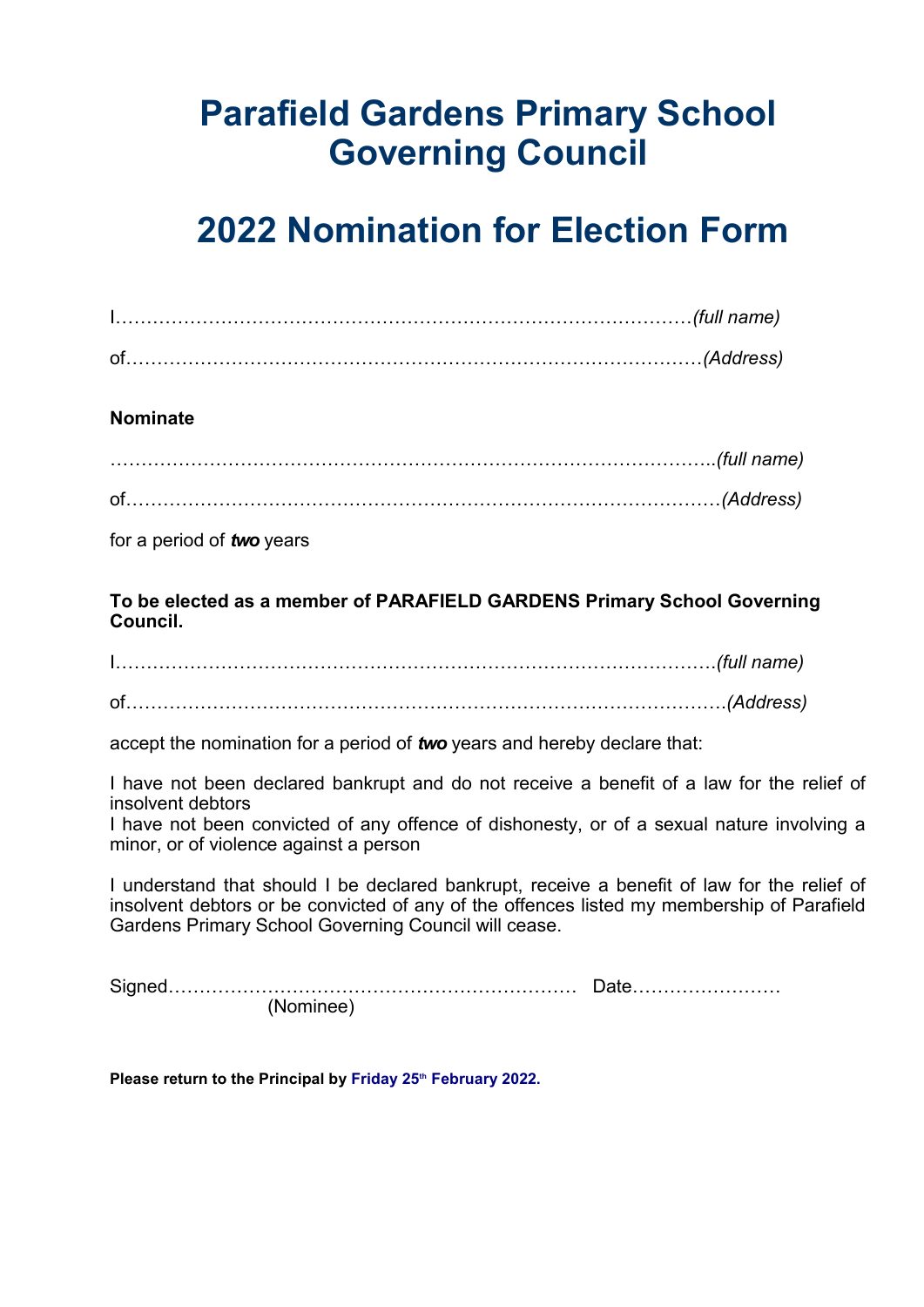# Parafield Gardens Primary School Governing Council

# 2022 Nomination for Election Form

I……………………………………………………………………………………*(full name)*

of…………………………………………………………………………………*(Address)*

**Nominate**

………………………………………………………………………………………..*(full name)*

of…………………………………………………………………………………*(Address)*

for a period of ***two*** years

**To be elected as a member of PARAFIELD GARDENS Primary School Governing Council.**

I……………………………………………………………………………………*(full name)*

of…………………………………………………………………………………*(Address)*

accept the nomination for a period of ***two*** years and hereby declare that:

I have not been declared bankrupt and do not receive a benefit of a law for the relief of insolvent debtors
I have not been convicted of any offence of dishonesty, or of a sexual nature involving a minor, or of violence against a person

I understand that should I be declared bankrupt, receive a benefit of law for the relief of insolvent debtors or be convicted of any of the offences listed my membership of Parafield Gardens Primary School Governing Council will cease.

Signed………………………………………………………… Date……………………
(Nominee)

**Please return to the Principal by Friday 25th February 2022.**